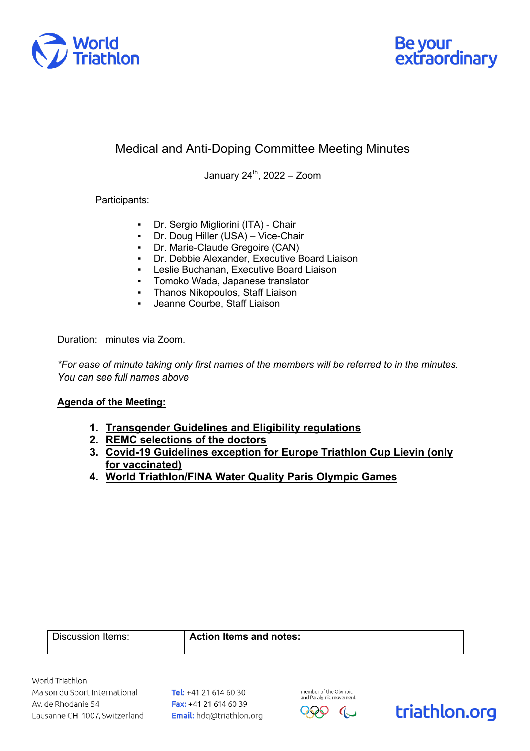# Medical and Anti-Doping Committee Meeting Minutes

January 24th, 2022 – Zoom

Participants:

- Dr. Sergio Migliorini (ITA) - Chair
- Dr. Doug Hiller (USA) – Vice-Chair
- Dr. Marie-Claude Gregoire (CAN)
- Dr. Debbie Alexander, Executive Board Liaison
- Leslie Buchanan, Executive Board Liaison
- Tomoko Wada, Japanese translator
- Thanos Nikopoulos, Staff Liaison
- Jeanne Courbe, Staff Liaison

Duration: minutes via Zoom.

*\*For ease of minute taking only first names of the members will be referred to in the minutes. You can see full names above*

**Agenda of the Meeting:**

1. **Transgender Guidelines and Eligibility regulations**
2. **REMC selections of the doctors**
3. **Covid-19 Guidelines exception for Europe Triathlon Cup Lievin (only for vaccinated)**
4. **World Triathlon/FINA Water Quality Paris Olympic Games**

| Discussion Items: | **Action Items and notes:** |
|---|---|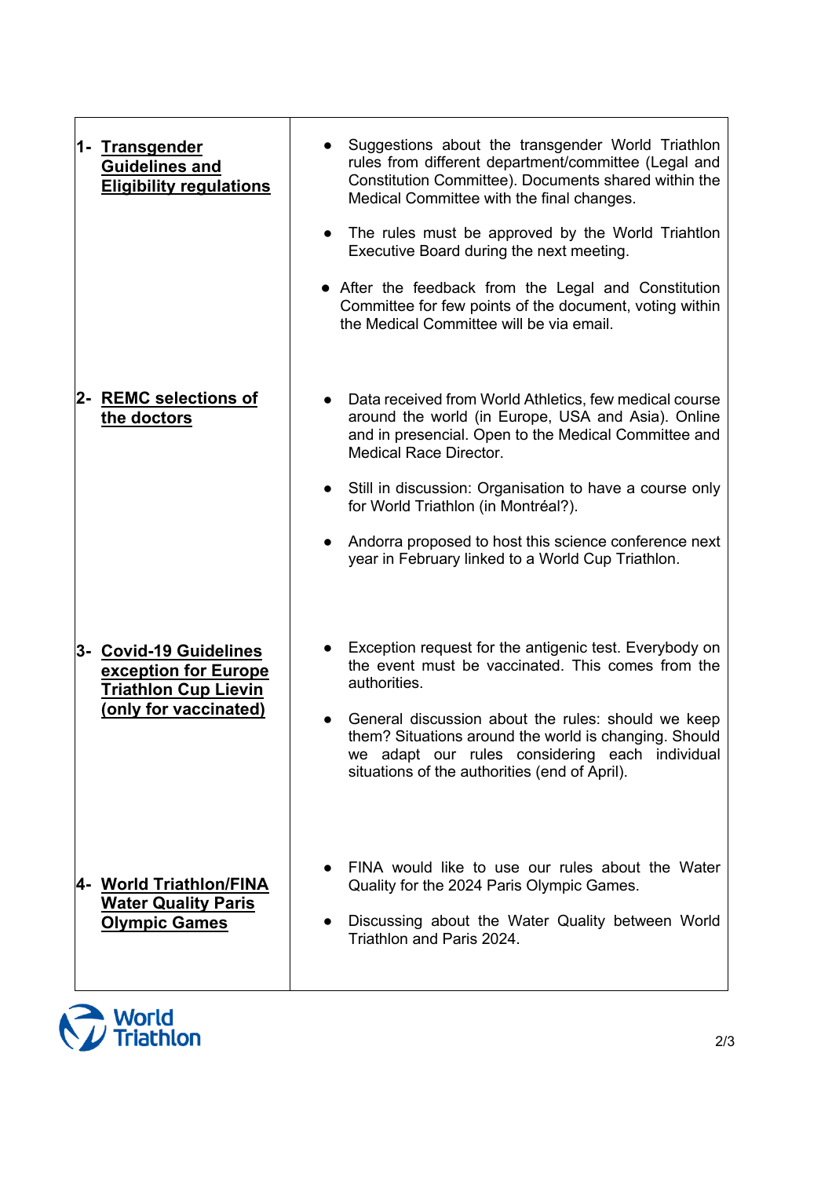| | |
|---|---|
| **1- Transgender Guidelines and Eligibility regulations** | • Suggestions about the transgender World Triathlon rules from different department/committee (Legal and Constitution Committee). Documents shared within the Medical Committee with the final changes.<br><br>• The rules must be approved by the World Triahtlon Executive Board during the next meeting.<br><br>• After the feedback from the Legal and Constitution Committee for few points of the document, voting within the Medical Committee will be via email. |
| **2- REMC selections of the doctors** | • Data received from World Athletics, few medical course around the world (in Europe, USA and Asia). Online and in presencial. Open to the Medical Committee and Medical Race Director.<br><br>• Still in discussion: Organisation to have a course only for World Triathlon (in Montréal?).<br><br>• Andorra proposed to host this science conference next year in February linked to a World Cup Triathlon. |
| **3- Covid-19 Guidelines exception for Europe Triathlon Cup Lievin (only for vaccinated)** | • Exception request for the antigenic test. Everybody on the event must be vaccinated. This comes from the authorities.<br><br>• General discussion about the rules: should we keep them? Situations around the world is changing. Should we adapt our rules considering each individual situations of the authorities (end of April). |
| **4- World Triathlon/FINA Water Quality Paris Olympic Games** | • FINA would like to use our rules about the Water Quality for the 2024 Paris Olympic Games.<br><br>• Discussing about the Water Quality between World Triathlon and Paris 2024. |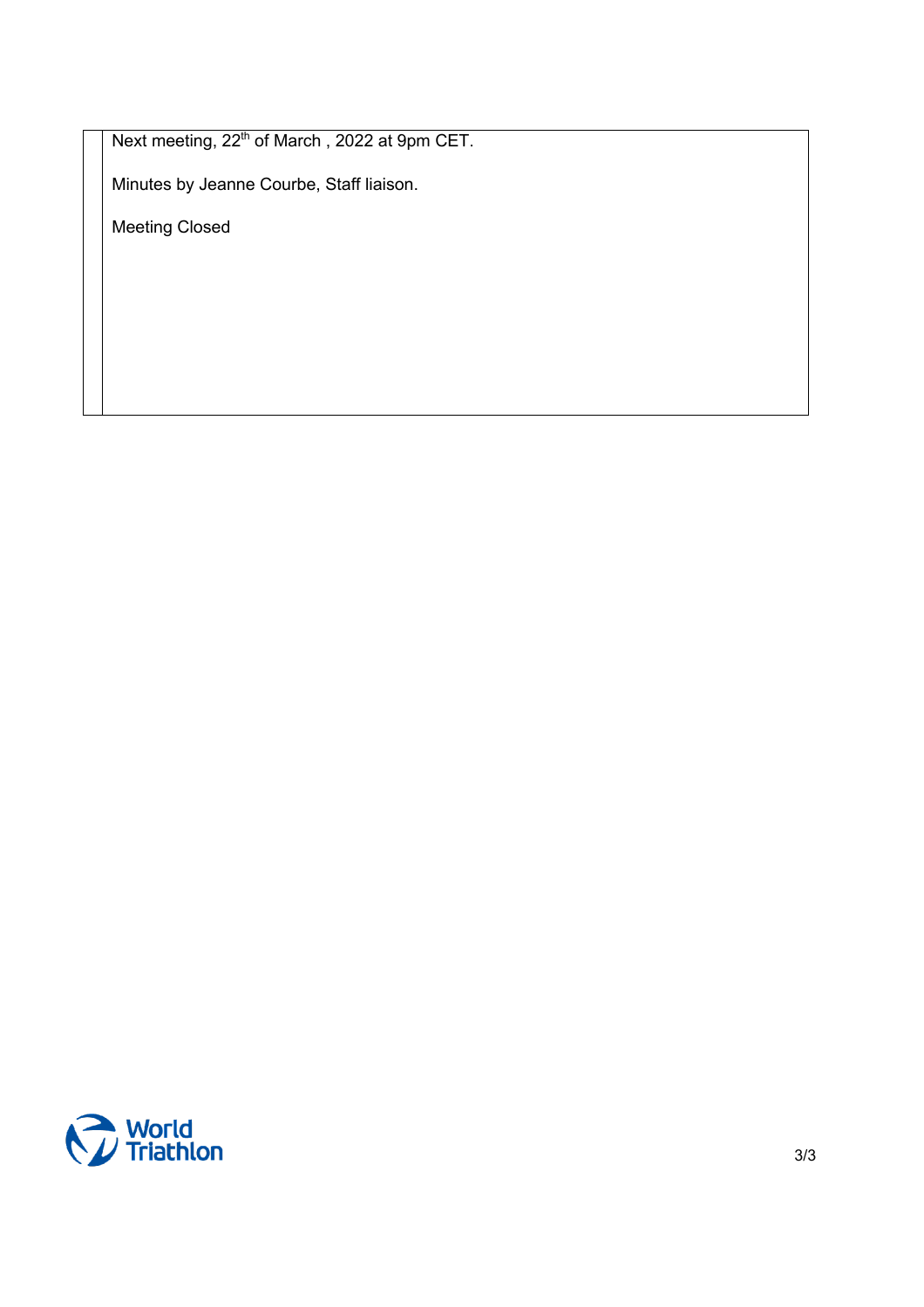| | |
|---|---|
| | Next meeting, 22th of March , 2022 at 9pm CET.<br><br>Minutes by Jeanne Courbe, Staff liaison.<br><br>Meeting Closed |